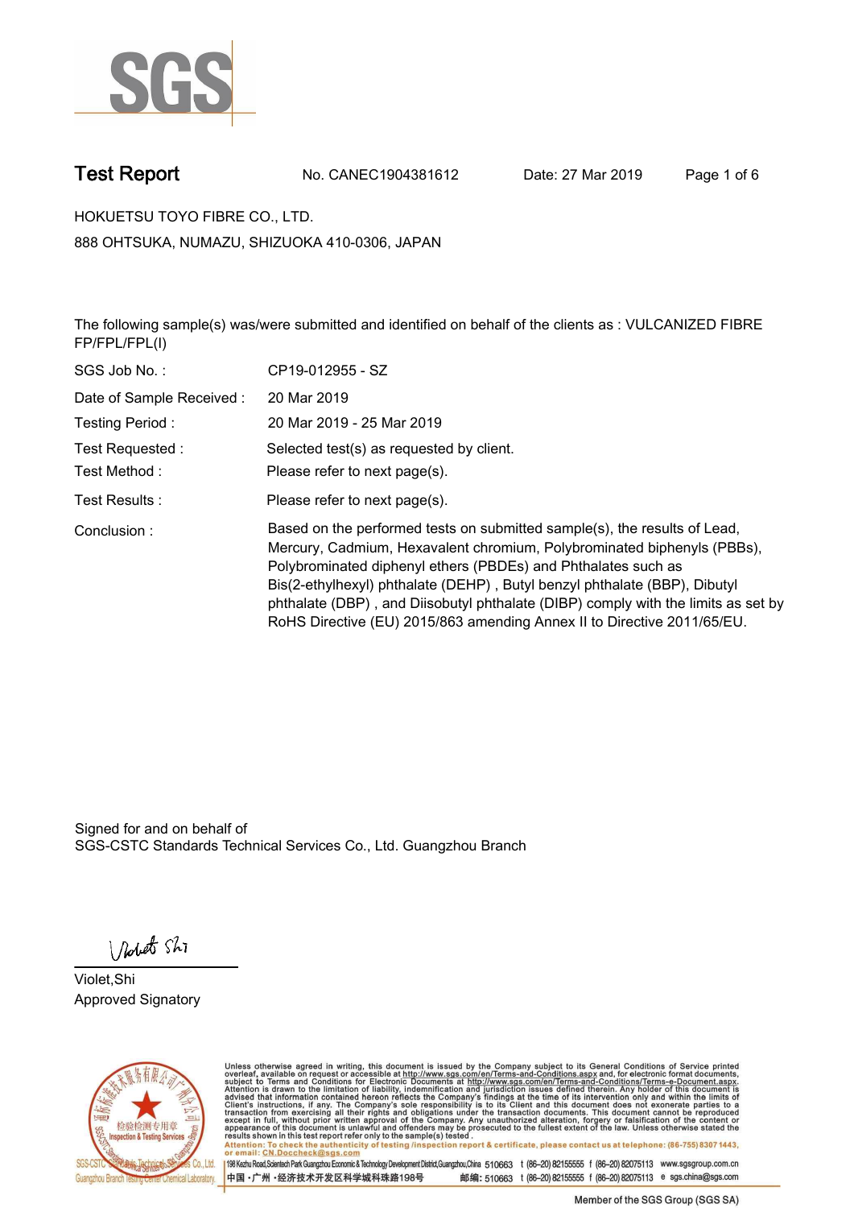SGS

# Test Report

No. CANEC1904381612 Date: 27 Mar 2019

HOKUETSU TOYO FIBRE CO., LTD.

888 OHTSUKA, NUMAZU, SHIZUOKA 410-0306, JAPAN

The following sample(s) was/were submitted and identified on behalf of the clients as : VULCANIZED FIBRE FP/FPL/FPL(I)

| | |
|---|---|
| SGS Job No. : | CP19-012955 - SZ |
| Date of Sample Received : | 20 Mar 2019 |
| Testing Period : | 20 Mar 2019 - 25 Mar 2019 |
| Test Requested : | Selected test(s) as requested by client. |
| Test Method : | Please refer to next page(s). |
| Test Results : | Please refer to next page(s). |
| Conclusion : | Based on the performed tests on submitted sample(s), the results of Lead, Mercury, Cadmium, Hexavalent chromium, Polybrominated biphenyls (PBBs), Polybrominated diphenyl ethers (PBDEs) and Phthalates such as Bis(2-ethylhexyl) phthalate (DEHP) , Butyl benzyl phthalate (BBP), Dibutyl phthalate (DBP) , and Diisobutyl phthalate (DIBP) comply with the limits as set by RoHS Directive (EU) 2015/863 amending Annex II to Directive 2011/65/EU. |

Signed for and on behalf of
SGS-CSTC Standards Technical Services Co., Ltd. Guangzhou Branch

Violet,Shi
Approved Signatory

Unless otherwise agreed in writing, this document is issued by the Company subject to its General Conditions of Service printed overleaf, available on request or accessible at http://www.sgs.com/en/Terms-and-Conditions.aspx and, for electronic format documents, subject to Terms and Conditions for Electronic Documents at http://www.sgs.com/en/Terms-and-Conditions/Terms-e-Document.aspx. Attention is drawn to the limitation of liability, indemnification and jurisdiction issues defined therein. Any holder of this document is advised that information contained hereon reflects the Company's findings at the time of its intervention only and within the limits of Client's instructions, if any. The Company's sole responsibility is to its Client and this document does not exonerate parties to a transaction from exercising all their rights and obligations under the transaction documents. This document cannot be reproduced except in full, without prior written approval of the Company. Any unauthorized alteration, forgery or falsification of the content or appearance of this document is unlawful and offenders may be prosecuted to the fullest extent of the law. Unless otherwise stated the results shown in this test report refer only to the sample(s) tested.

Attention: To check the authenticity of testing /inspection report & certificate, please contact us at telephone: (86-755) 8307 1443, or email: CN.Doccheck@sgs.com

SGS-CSTC Standards Technical Services Co., Ltd. Guangzhou Branch Testing Center Chemical Laboratory. | 198 Kezhu Road, Scientech Park Guangzhou Economic & Technology Development District, Guangzhou, China 510663 t (86-20) 82155555 f (86-20) 82075113 www.sgsgroup.com.cn

中国・广州・经济技术开发区科学城科珠路198号 邮编: 510663 t (86-20) 82155555 f (86-20) 82075113 e sgs.china@sgs.com

Member of the SGS Group (SGS SA)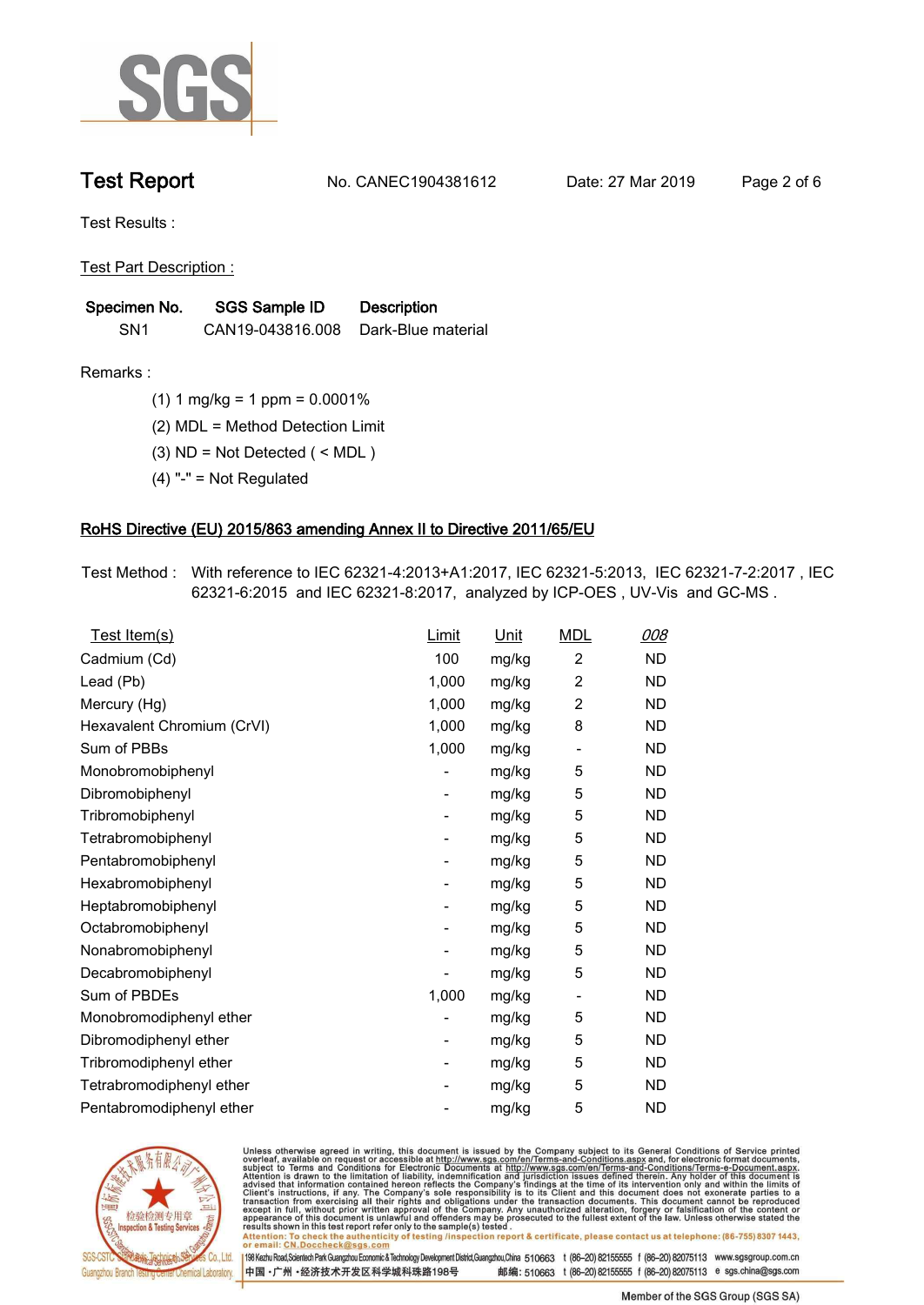# Test Report

No. CANEC1904381612 Date: 27 Mar 2019

Test Results :

Test Part Description :

| Specimen No. | SGS Sample ID | Description |
|---|---|---|
| SN1 | CAN19-043816.008 | Dark-Blue material |

Remarks :

(1) 1 mg/kg = 1 ppm = 0.0001%

(2) MDL = Method Detection Limit

(3) ND = Not Detected ( < MDL )

(4) "-" = Not Regulated

## RoHS Directive (EU) 2015/863 amending Annex II to Directive 2011/65/EU

Test Method : With reference to IEC 62321-4:2013+A1:2017, IEC 62321-5:2013, IEC 62321-7-2:2017 , IEC 62321-6:2015 and IEC 62321-8:2017, analyzed by ICP-OES , UV-Vis and GC-MS .

| Test Item(s) | Limit | Unit | MDL | 008 |
|---|---|---|---|---|
| Cadmium (Cd) | 100 | mg/kg | 2 | ND |
| Lead (Pb) | 1,000 | mg/kg | 2 | ND |
| Mercury (Hg) | 1,000 | mg/kg | 2 | ND |
| Hexavalent Chromium (CrVI) | 1,000 | mg/kg | 8 | ND |
| Sum of PBBs | 1,000 | mg/kg | - | ND |
| Monobromobiphenyl | - | mg/kg | 5 | ND |
| Dibromobiphenyl | - | mg/kg | 5 | ND |
| Tribromobiphenyl | - | mg/kg | 5 | ND |
| Tetrabromobiphenyl | - | mg/kg | 5 | ND |
| Pentabromobiphenyl | - | mg/kg | 5 | ND |
| Hexabromobiphenyl | - | mg/kg | 5 | ND |
| Heptabromobiphenyl | - | mg/kg | 5 | ND |
| Octabromobiphenyl | - | mg/kg | 5 | ND |
| Nonabromobiphenyl | - | mg/kg | 5 | ND |
| Decabromobiphenyl | - | mg/kg | 5 | ND |
| Sum of PBDEs | 1,000 | mg/kg | - | ND |
| Monobromodiphenyl ether | - | mg/kg | 5 | ND |
| Dibromodiphenyl ether | - | mg/kg | 5 | ND |
| Tribromodiphenyl ether | - | mg/kg | 5 | ND |
| Tetrabromodiphenyl ether | - | mg/kg | 5 | ND |
| Pentabromodiphenyl ether | - | mg/kg | 5 | ND |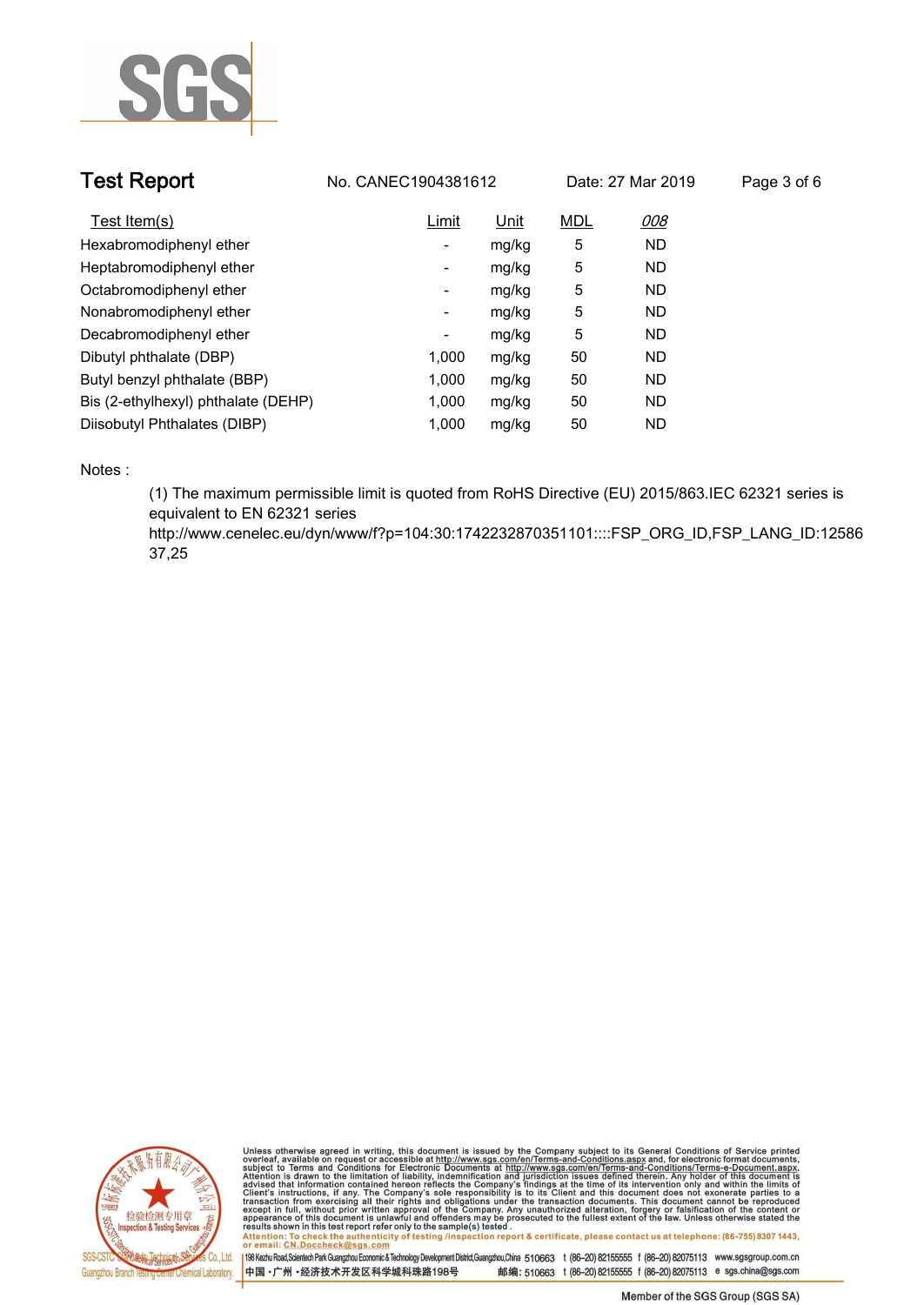| Test Item(s) | Limit | Unit | MDL | 008 |
|---|---|---|---|---|
| Hexabromodiphenyl ether | - | mg/kg | 5 | ND |
| Heptabromodiphenyl ether | - | mg/kg | 5 | ND |
| Octabromodiphenyl ether | - | mg/kg | 5 | ND |
| Nonabromodiphenyl ether | - | mg/kg | 5 | ND |
| Decabromodiphenyl ether | - | mg/kg | 5 | ND |
| Dibutyl phthalate (DBP) | 1,000 | mg/kg | 50 | ND |
| Butyl benzyl phthalate (BBP) | 1,000 | mg/kg | 50 | ND |
| Bis (2-ethylhexyl) phthalate (DEHP) | 1,000 | mg/kg | 50 | ND |
| Diisobutyl Phthalates (DIBP) | 1,000 | mg/kg | 50 | ND |

Notes :

(1) The maximum permissible limit is quoted from RoHS Directive (EU) 2015/863.IEC 62321 series is equivalent to EN 62321 series
http://www.cenelec.eu/dyn/www/f?p=104:30:1742232870351101::::FSP_ORG_ID,FSP_LANG_ID:1258637,25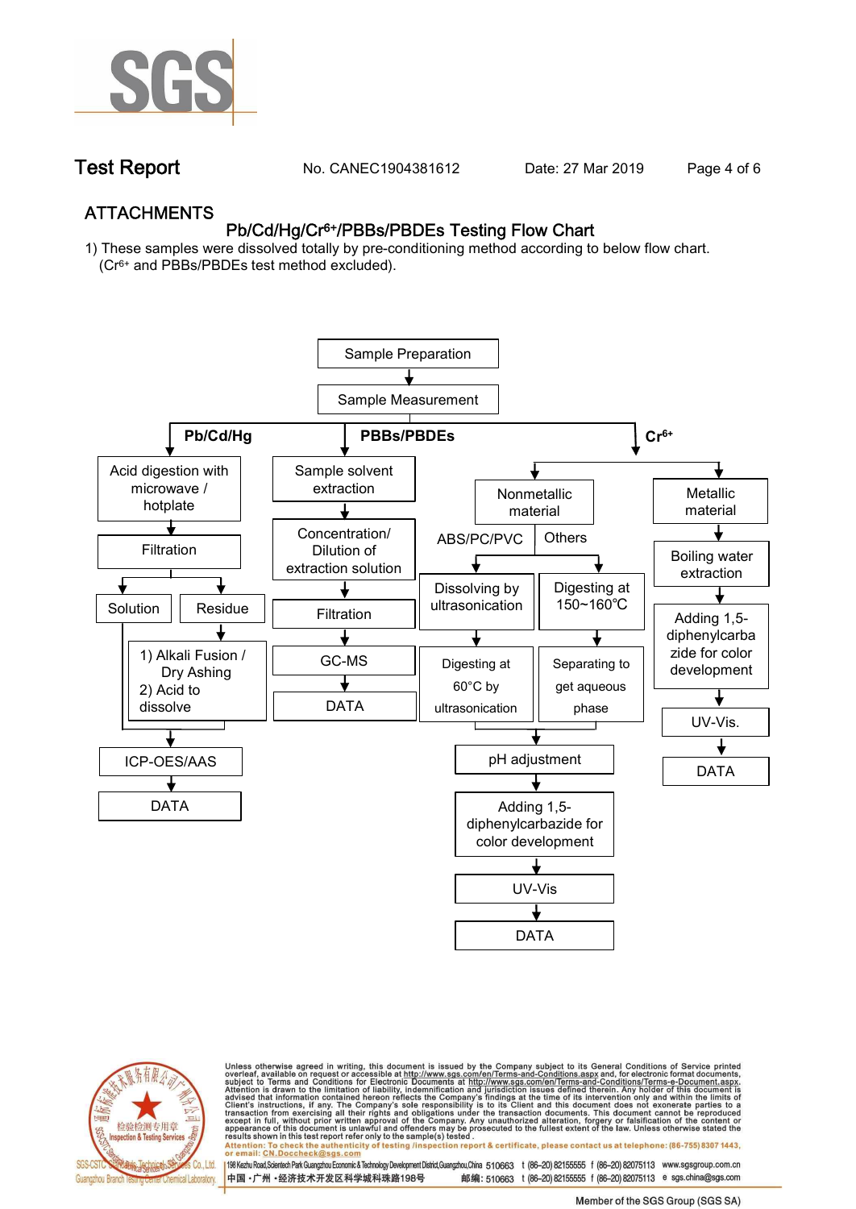## ATTACHMENTS

### $Pb/Cd/Hg/Cr^{6+}$/PBBs/PBDEs Testing Flow Chart

1) These samples were dissolved totally by pre-conditioning method according to below flow chart. ($Cr^{6+}$ and PBBs/PBDEs test method excluded).

Sample Preparation → Sample Measurement

**Pb/Cd/Hg**

- Acid digestion with microwave / hotplate
- Filtration
  - Solution
  - Residue → 1) Alkali Fusion / Dry Ashing 2) Acid to dissolve
- ICP-OES/AAS
- DATA

**PBBs/PBDEs**

- Sample solvent extraction
- Concentration/ Dilution of extraction solution
- Filtration
- GC-MS
- DATA

**$Cr^{6+}$**

- Nonmetallic material
  - ABS/PC/PVC → Dissolving by ultrasonication → Digesting at 60°C by ultrasonication
  - Others → Digesting at 150~160℃ → Separating to get aqueous phase
  - pH adjustment
  - Adding 1,5-diphenylcarbazide for color development
  - UV-Vis
  - DATA
- Metallic material
  - Boiling water extraction
  - Adding 1,5-diphenylcarbazide for color development
  - UV-Vis.
  - DATA

Unless otherwise agreed in writing, this document is issued by the Company subject to its General Conditions of Service printed overleaf, available on request or accessible at http://www.sgs.com/en/Terms-and-Conditions.aspx and, for electronic format documents, subject to Terms and Conditions for Electronic Documents at http://www.sgs.com/en/Terms-and-Conditions/Terms-e-Document.aspx. Attention is drawn to the limitation of liability, indemnification and jurisdiction issues defined therein. Any holder of this document is advised that information contained hereon reflects the Company's findings at the time of its intervention only and within the limits of Client's instructions, if any. The Company's sole responsibility is to its Client and this document does not exonerate parties to a transaction from exercising all their rights and obligations under the transaction documents. This document cannot be reproduced except in full, without prior written approval of the Company. Any unauthorized alteration, forgery or falsification of the content or appearance of this document is unlawful and offenders may be prosecuted to the fullest extent of the law. Unless otherwise stated the results shown in this test report refer only to the sample(s) tested.

Attention: To check the authenticity of testing /inspection report & certificate, please contact us at telephone: (86-755) 8307 1443, or email: CN.Doccheck@sgs.com

198 Kezhu Road,Scientech Park Guangzhou Economic & Technology Development District,Guangzhou,China 510663 t (86–20) 82155555 f (86–20) 82075113 www.sgsgroup.com.cn

中国 •广州 •经济技术开发区科学城科珠路198号 邮编: 510663 t (86–20) 82155555 f (86–20) 82075113 e sgs.china@sgs.com

Member of the SGS Group (SGS SA)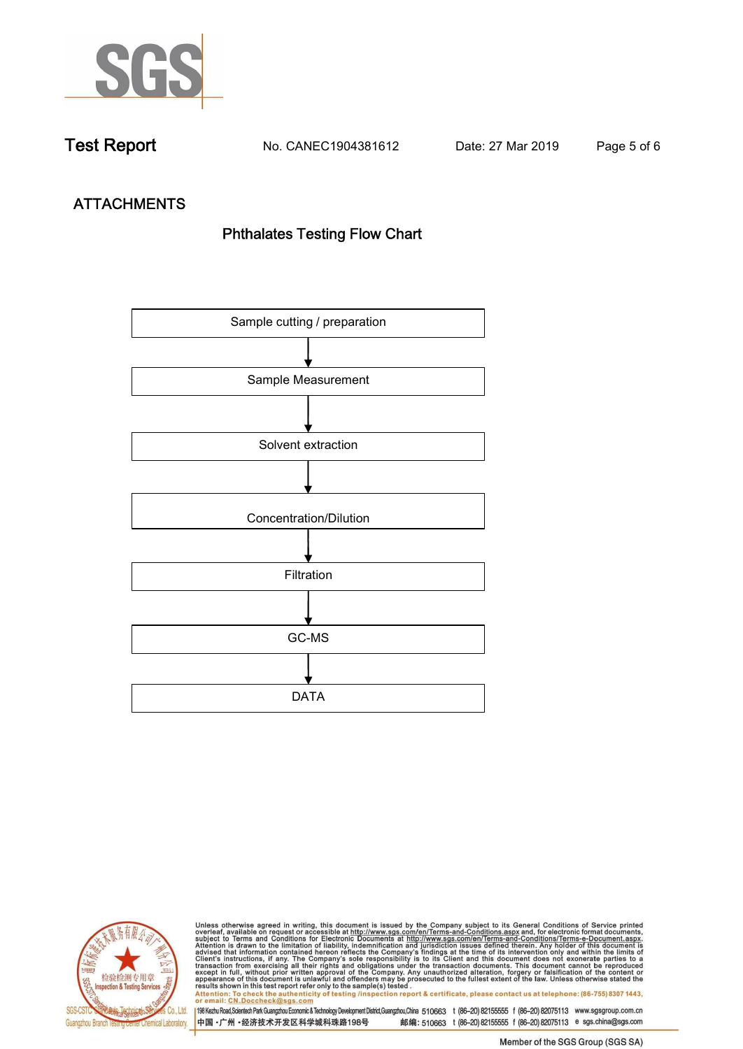# ATTACHMENTS

## Phthalates Testing Flow Chart

Sample cutting / preparation

↓

Sample Measurement

↓

Solvent extraction

↓

Concentration/Dilution

↓

Filtration

↓

GC-MS

↓

DATA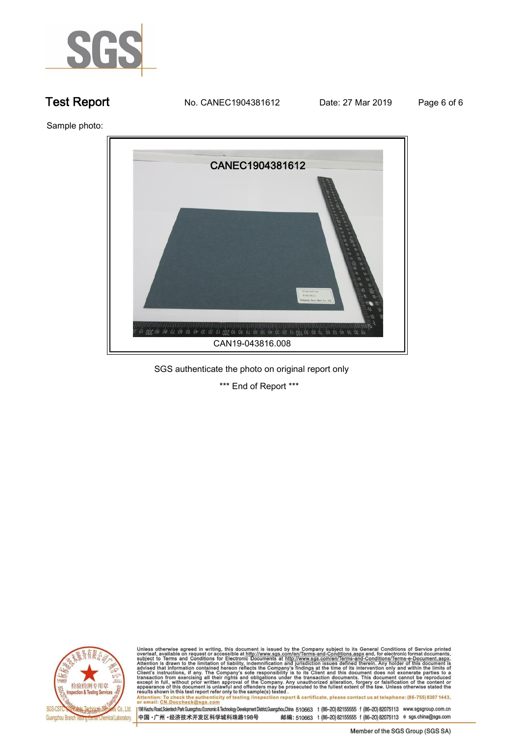Sample photo:

CANEC1904381612

CAN19-043816.008

SGS authenticate the photo on original report only

\*\*\* End of Report \*\*\*

Sample photo:

CANEC1904381612

CAN19-043816.008

SGS authenticate the photo on original report only

*** End of Report ***